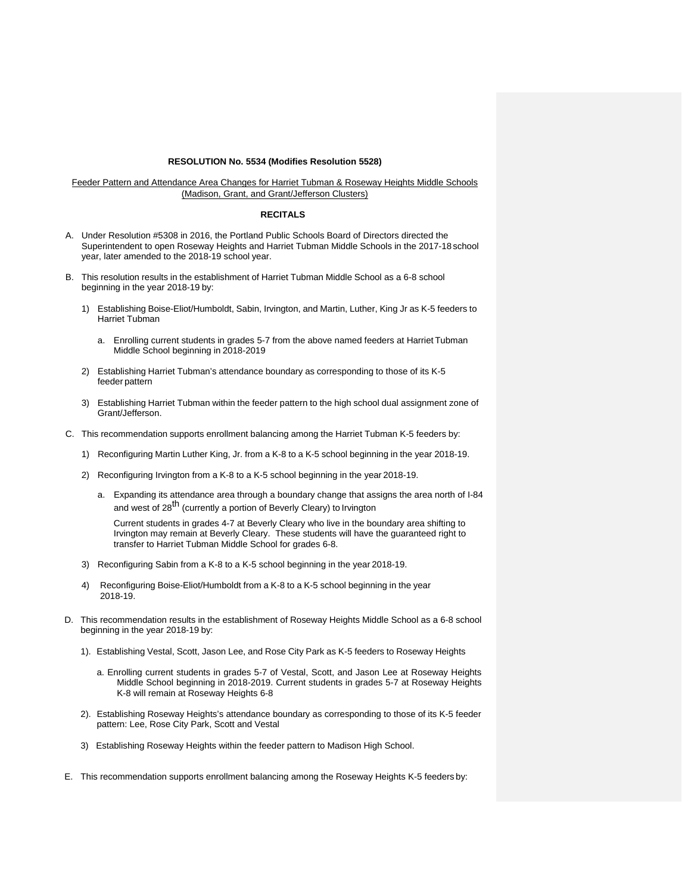**RESOLUTION No. 5534 (Modifies Resolution 5528)**

Feeder Pattern and Attendance Area Changes for Harriet Tubman & Roseway Heights Middle Schools (Madison, Grant, and Grant/Jefferson Clusters)

**RECITALS**

A. Under Resolution #5308 in 2016, the Portland Public Schools Board of Directors directed the Superintendent to open Roseway Heights and Harriet Tubman Middle Schools in the 2017-18 school year, later amended to the 2018-19 school year.

B. This resolution results in the establishment of Harriet Tubman Middle School as a 6-8 school beginning in the year 2018-19 by:

   1) Establishing Boise-Eliot/Humboldt, Sabin, Irvington, and Martin, Luther, King Jr as K-5 feeders to Harriet Tubman

      a. Enrolling current students in grades 5-7 from the above named feeders at Harriet Tubman Middle School beginning in 2018-2019

   2) Establishing Harriet Tubman's attendance boundary as corresponding to those of its K-5 feeder pattern

   3) Establishing Harriet Tubman within the feeder pattern to the high school dual assignment zone of Grant/Jefferson.

C. This recommendation supports enrollment balancing among the Harriet Tubman K-5 feeders by:

   1) Reconfiguring Martin Luther King, Jr. from a K-8 to a K-5 school beginning in the year 2018-19.

   2) Reconfiguring Irvington from a K-8 to a K-5 school beginning in the year 2018-19.

      a. Expanding its attendance area through a boundary change that assigns the area north of I-84 and west of 28th (currently a portion of Beverly Cleary) to Irvington

      Current students in grades 4-7 at Beverly Cleary who live in the boundary area shifting to Irvington may remain at Beverly Cleary. These students will have the guaranteed right to transfer to Harriet Tubman Middle School for grades 6-8.

   3) Reconfiguring Sabin from a K-8 to a K-5 school beginning in the year 2018-19.

   4) Reconfiguring Boise-Eliot/Humboldt from a K-8 to a K-5 school beginning in the year 2018-19.

D. This recommendation results in the establishment of Roseway Heights Middle School as a 6-8 school beginning in the year 2018-19 by:

   1). Establishing Vestal, Scott, Jason Lee, and Rose City Park as K-5 feeders to Roseway Heights

      a. Enrolling current students in grades 5-7 of Vestal, Scott, and Jason Lee at Roseway Heights Middle School beginning in 2018-2019. Current students in grades 5-7 at Roseway Heights K-8 will remain at Roseway Heights 6-8

   2). Establishing Roseway Heights's attendance boundary as corresponding to those of its K-5 feeder pattern: Lee, Rose City Park, Scott and Vestal

   3) Establishing Roseway Heights within the feeder pattern to Madison High School.

E. This recommendation supports enrollment balancing among the Roseway Heights K-5 feeders by: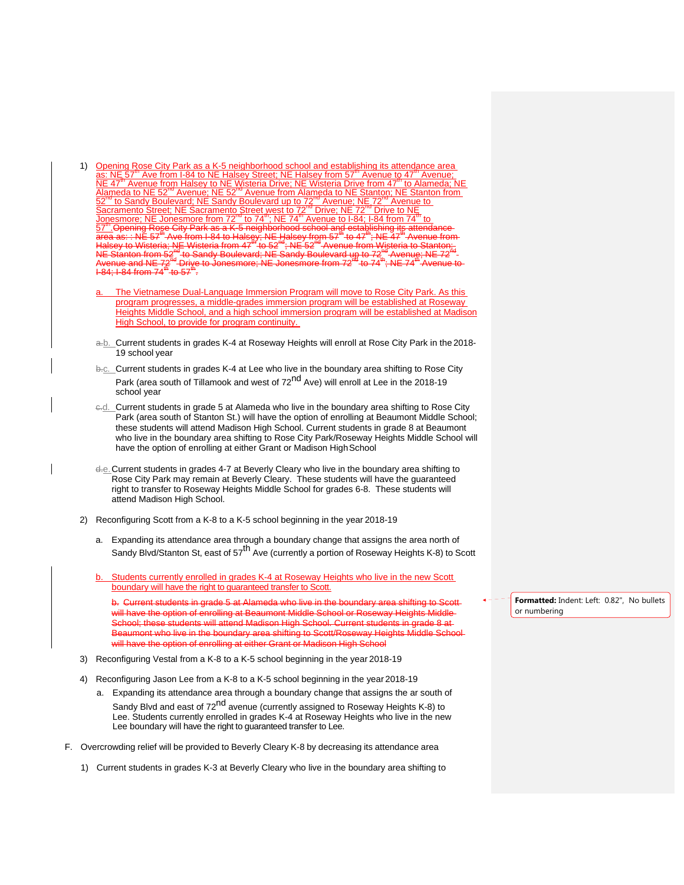1) Opening Rose City Park as a K-5 neighborhood school and establishing its attendance area as: NE 57th Ave from I-84 to NE Halsey Street; NE Halsey from 57th Avenue to 47th Avenue; NE 47th Avenue from Halsey to NE Wisteria Drive; NE Wisteria Drive from 47th to Alameda; NE Alameda to NE 52nd Avenue; NE 52nd Avenue from Alameda to NE Stanton; NE Stanton from 52nd to Sandy Boulevard; NE Sandy Boulevard up to 72nd Avenue; NE 72nd Avenue to Sacramento Street; NE Sacramento Street west to 72nd Drive; NE 72nd Drive to NE Jonesmore; NE Jonesmore from 72nd to 74th; NE 74th Avenue to I-84; I-84 from 74th to 57th. ~~Opening Rose City Park as a K-5 neighborhood school and establishing its attendance area as: : NE 57th Ave from I-84 to Halsey; NE Halsey from 57th to 47th; NE 47th Avenue from Halsey to Wisteria; NE Wisteria from 47th to 52nd; NE 52nd Avenue from Wisteria to Stanton; NE Stanton from 52nd to Sandy Boulevard; NE Sandy Boulevard up to 72nd Avenue; NE 72nd Avenue and NE 72nd Drive to Jonesmore; NE Jonesmore from 72nd to 74th; NE 74th Avenue to I-84; I-84 from 74th to 57th.~~

   a. The Vietnamese Dual-Language Immersion Program will move to Rose City Park. As this program progresses, a middle-grades immersion program will be established at Roseway Heights Middle School, and a high school immersion program will be established at Madison High School, to provide for program continuity.

   ~~a.~~b. Current students in grades K-4 at Roseway Heights will enroll at Rose City Park in the 2018-19 school year

   ~~b.~~c. Current students in grades K-4 at Lee who live in the boundary area shifting to Rose City Park (area south of Tillamook and west of 72nd Ave) will enroll at Lee in the 2018-19 school year

   ~~c.~~d. Current students in grade 5 at Alameda who live in the boundary area shifting to Rose City Park (area south of Stanton St.) will have the option of enrolling at Beaumont Middle School; these students will attend Madison High School. Current students in grade 8 at Beaumont who live in the boundary area shifting to Rose City Park/Roseway Heights Middle School will have the option of enrolling at either Grant or Madison High School

   ~~d.~~e. Current students in grades 4-7 at Beverly Cleary who live in the boundary area shifting to Rose City Park may remain at Beverly Cleary. These students will have the guaranteed right to transfer to Roseway Heights Middle School for grades 6-8. These students will attend Madison High School.

2) Reconfiguring Scott from a K-8 to a K-5 school beginning in the year 2018-19

   a. Expanding its attendance area through a boundary change that assigns the area north of Sandy Blvd/Stanton St, east of 57th Ave (currently a portion of Roseway Heights K-8) to Scott

   b. Students currently enrolled in grades K-4 at Roseway Heights who live in the new Scott boundary will have the right to guaranteed transfer to Scott.

   ~~b. Current students in grade 5 at Alameda who live in the boundary area shifting to Scott will have the option of enrolling at Beaumont Middle School or Roseway Heights Middle School; these students will attend Madison High School. Current students in grade 8 at Beaumont who live in the boundary area shifting to Scott/Roseway Heights Middle School will have the option of enrolling at either Grant or Madison High School~~

   **Formatted:** Indent: Left: 0.82", No bullets or numbering

3) Reconfiguring Vestal from a K-8 to a K-5 school beginning in the year 2018-19

4) Reconfiguring Jason Lee from a K-8 to a K-5 school beginning in the year 2018-19

   a. Expanding its attendance area through a boundary change that assigns the ar south of Sandy Blvd and east of 72nd avenue (currently assigned to Roseway Heights K-8) to Lee. Students currently enrolled in grades K-4 at Roseway Heights who live in the new Lee boundary will have the right to guaranteed transfer to Lee.

F. Overcrowding relief will be provided to Beverly Cleary K-8 by decreasing its attendance area

1) Current students in grades K-3 at Beverly Cleary who live in the boundary area shifting to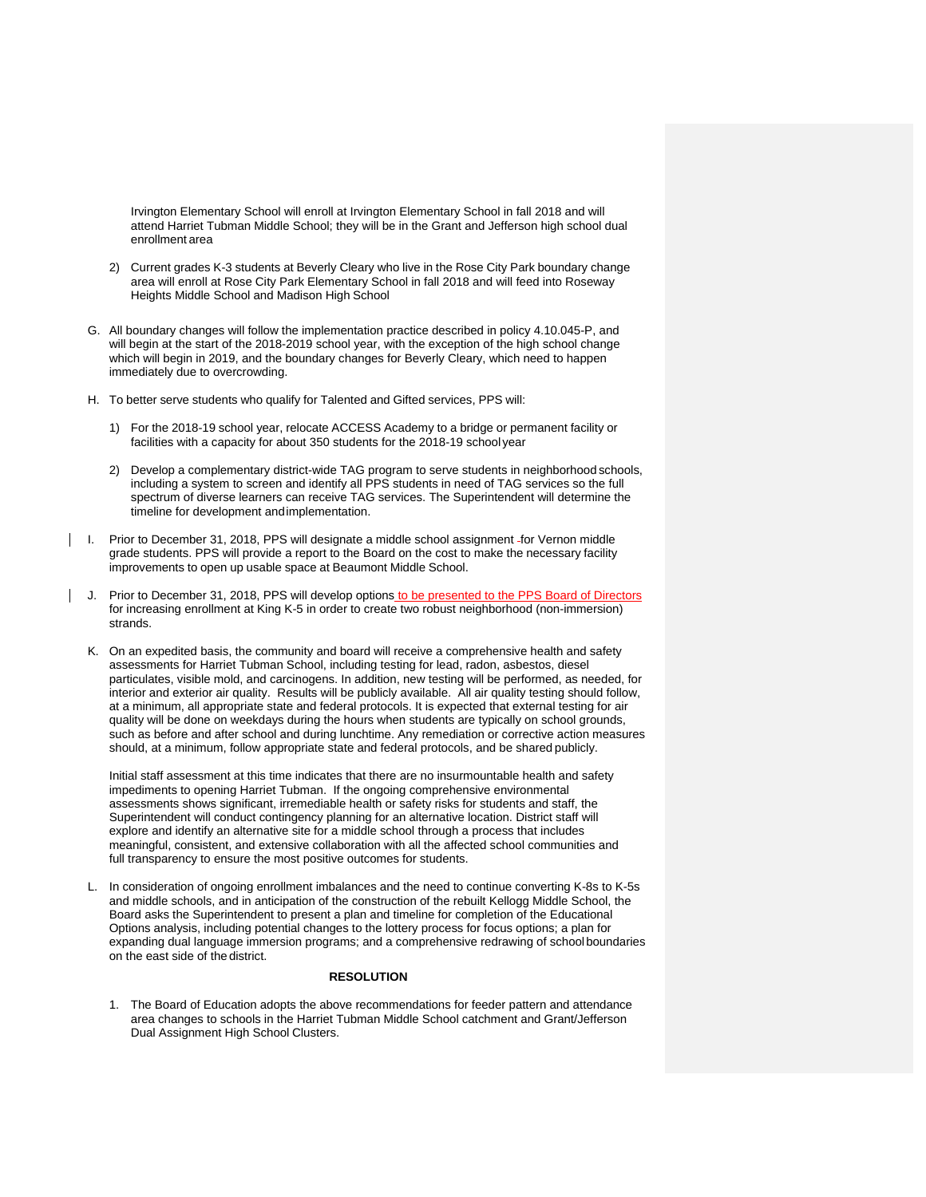Irvington Elementary School will enroll at Irvington Elementary School in fall 2018 and will attend Harriet Tubman Middle School; they will be in the Grant and Jefferson high school dual enrollment area

2) Current grades K-3 students at Beverly Cleary who live in the Rose City Park boundary change area will enroll at Rose City Park Elementary School in fall 2018 and will feed into Roseway Heights Middle School and Madison High School

G. All boundary changes will follow the implementation practice described in policy 4.10.045-P, and will begin at the start of the 2018-2019 school year, with the exception of the high school change which will begin in 2019, and the boundary changes for Beverly Cleary, which need to happen immediately due to overcrowding.

H. To better serve students who qualify for Talented and Gifted services, PPS will:

1) For the 2018-19 school year, relocate ACCESS Academy to a bridge or permanent facility or facilities with a capacity for about 350 students for the 2018-19 school year

2) Develop a complementary district-wide TAG program to serve students in neighborhood schools, including a system to screen and identify all PPS students in need of TAG services so the full spectrum of diverse learners can receive TAG services. The Superintendent will determine the timeline for development and implementation.

I. Prior to December 31, 2018, PPS will designate a middle school assignment for Vernon middle grade students. PPS will provide a report to the Board on the cost to make the necessary facility improvements to open up usable space at Beaumont Middle School.

J. Prior to December 31, 2018, PPS will develop options to be presented to the PPS Board of Directors for increasing enrollment at King K-5 in order to create two robust neighborhood (non-immersion) strands.

K. On an expedited basis, the community and board will receive a comprehensive health and safety assessments for Harriet Tubman School, including testing for lead, radon, asbestos, diesel particulates, visible mold, and carcinogens. In addition, new testing will be performed, as needed, for interior and exterior air quality. Results will be publicly available. All air quality testing should follow, at a minimum, all appropriate state and federal protocols. It is expected that external testing for air quality will be done on weekdays during the hours when students are typically on school grounds, such as before and after school and during lunchtime. Any remediation or corrective action measures should, at a minimum, follow appropriate state and federal protocols, and be shared publicly.

Initial staff assessment at this time indicates that there are no insurmountable health and safety impediments to opening Harriet Tubman. If the ongoing comprehensive environmental assessments shows significant, irremediable health or safety risks for students and staff, the Superintendent will conduct contingency planning for an alternative location. District staff will explore and identify an alternative site for a middle school through a process that includes meaningful, consistent, and extensive collaboration with all the affected school communities and full transparency to ensure the most positive outcomes for students.

L. In consideration of ongoing enrollment imbalances and the need to continue converting K-8s to K-5s and middle schools, and in anticipation of the construction of the rebuilt Kellogg Middle School, the Board asks the Superintendent to present a plan and timeline for completion of the Educational Options analysis, including potential changes to the lottery process for focus options; a plan for expanding dual language immersion programs; and a comprehensive redrawing of school boundaries on the east side of the district.

**RESOLUTION**

1. The Board of Education adopts the above recommendations for feeder pattern and attendance area changes to schools in the Harriet Tubman Middle School catchment and Grant/Jefferson Dual Assignment High School Clusters.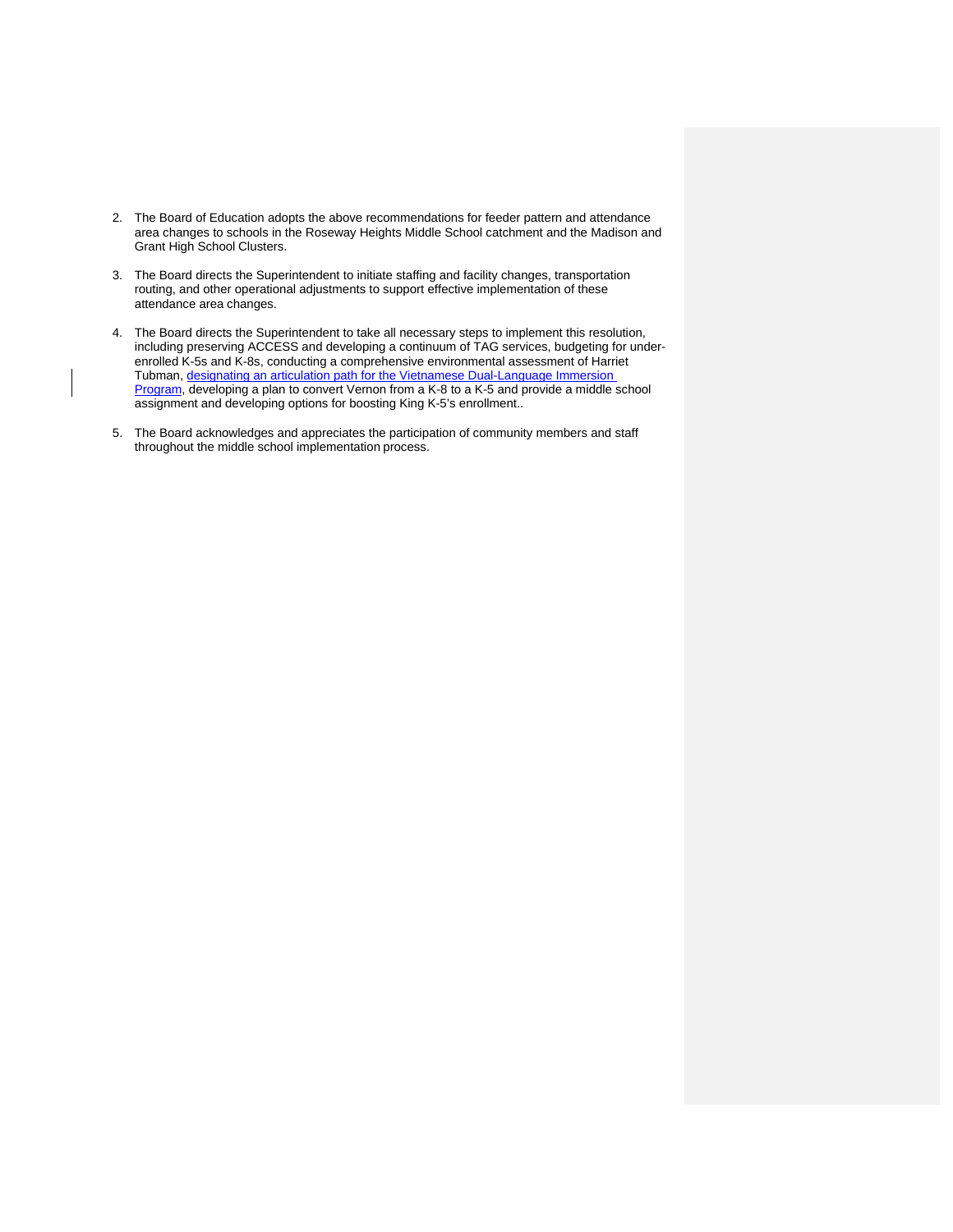2. The Board of Education adopts the above recommendations for feeder pattern and attendance area changes to schools in the Roseway Heights Middle School catchment and the Madison and Grant High School Clusters.

3. The Board directs the Superintendent to initiate staffing and facility changes, transportation routing, and other operational adjustments to support effective implementation of these attendance area changes.

4. The Board directs the Superintendent to take all necessary steps to implement this resolution, including preserving ACCESS and developing a continuum of TAG services, budgeting for under-enrolled K-5s and K-8s, conducting a comprehensive environmental assessment of Harriet Tubman, designating an articulation path for the Vietnamese Dual-Language Immersion Program, developing a plan to convert Vernon from a K-8 to a K-5 and provide a middle school assignment and developing options for boosting King K-5's enrollment..

5. The Board acknowledges and appreciates the participation of community members and staff throughout the middle school implementation process.